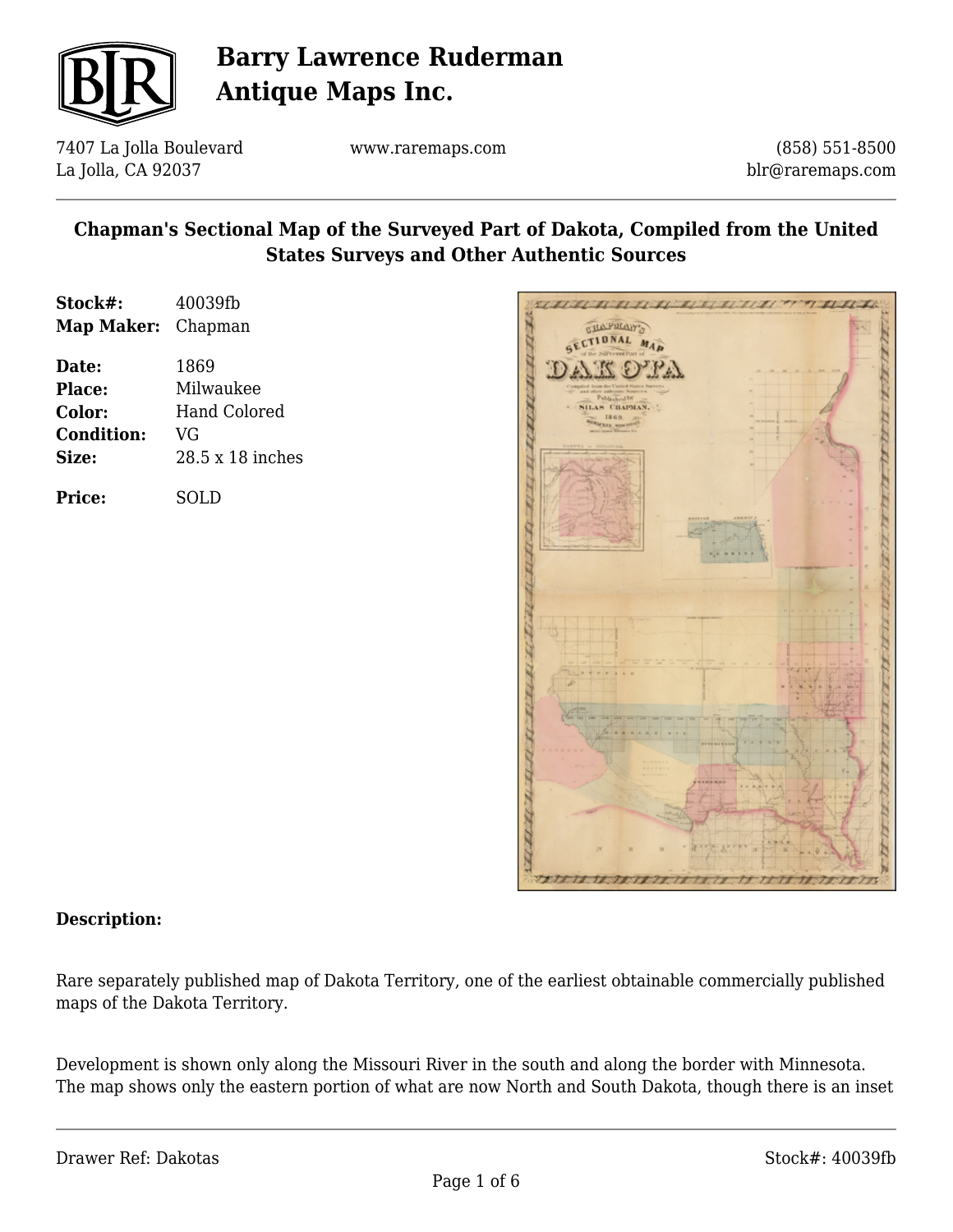# Barry Lawrence Ruderman Antique Maps Inc.

7407 La Jolla Boulevard
La Jolla, CA 92037

www.raremaps.com

(858) 551-8500
blr@raremaps.com

## Chapman's Sectional Map of the Surveyed Part of Dakota, Compiled from the United States Surveys and Other Authentic Sources

| | |
|---|---|
| **Stock#:** | 40039fb |
| **Map Maker:** | Chapman |
| **Date:** | 1869 |
| **Place:** | Milwaukee |
| **Color:** | Hand Colored |
| **Condition:** | VG |
| **Size:** | 28.5 x 18 inches |
| **Price:** | SOLD |

**Description:**

Rare separately published map of Dakota Territory, one of the earliest obtainable commercially published maps of the Dakota Territory.

Development is shown only along the Missouri River in the south and along the border with Minnesota. The map shows only the eastern portion of what are now North and South Dakota, though there is an inset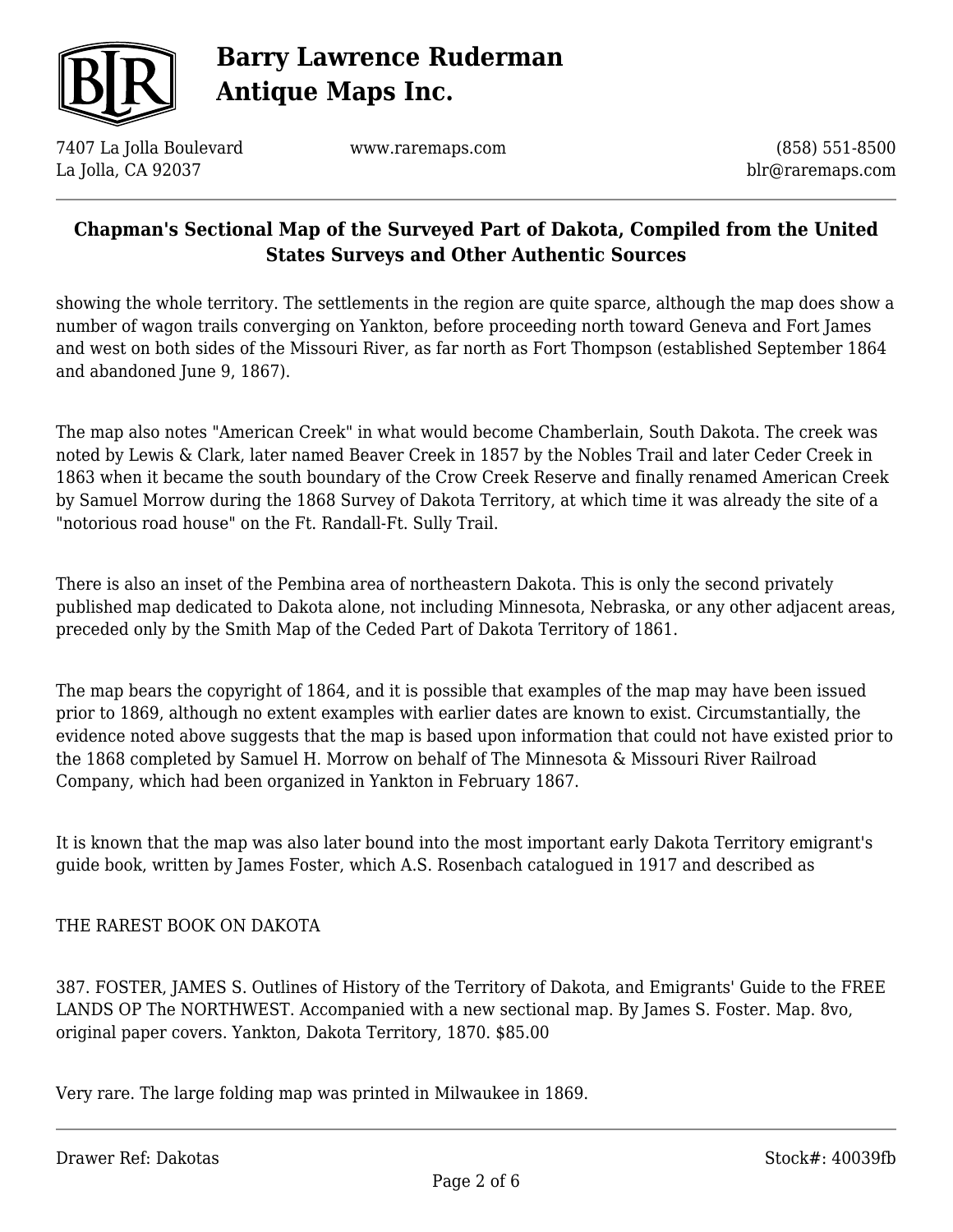showing the whole territory. The settlements in the region are quite sparce, although the map does show a number of wagon trails converging on Yankton, before proceeding north toward Geneva and Fort James and west on both sides of the Missouri River, as far north as Fort Thompson (established September 1864 and abandoned June 9, 1867).

The map also notes "American Creek" in what would become Chamberlain, South Dakota. The creek was noted by Lewis & Clark, later named Beaver Creek in 1857 by the Nobles Trail and later Ceder Creek in 1863 when it became the south boundary of the Crow Creek Reserve and finally renamed American Creek by Samuel Morrow during the 1868 Survey of Dakota Territory, at which time it was already the site of a "notorious road house" on the Ft. Randall-Ft. Sully Trail.

There is also an inset of the Pembina area of northeastern Dakota. This is only the second privately published map dedicated to Dakota alone, not including Minnesota, Nebraska, or any other adjacent areas, preceded only by the Smith Map of the Ceded Part of Dakota Territory of 1861.

The map bears the copyright of 1864, and it is possible that examples of the map may have been issued prior to 1869, although no extent examples with earlier dates are known to exist. Circumstantially, the evidence noted above suggests that the map is based upon information that could not have existed prior to the 1868 completed by Samuel H. Morrow on behalf of The Minnesota & Missouri River Railroad Company, which had been organized in Yankton in February 1867.

It is known that the map was also later bound into the most important early Dakota Territory emigrant's guide book, written by James Foster, which A.S. Rosenbach catalogued in 1917 and described as

THE RAREST BOOK ON DAKOTA

387. FOSTER, JAMES S. Outlines of History of the Territory of Dakota, and Emigrants' Guide to the FREE LANDS OP The NORTHWEST. Accompanied with a new sectional map. By James S. Foster. Map. 8vo, original paper covers. Yankton, Dakota Territory, 1870. $85.00

Very rare. The large folding map was printed in Milwaukee in 1869.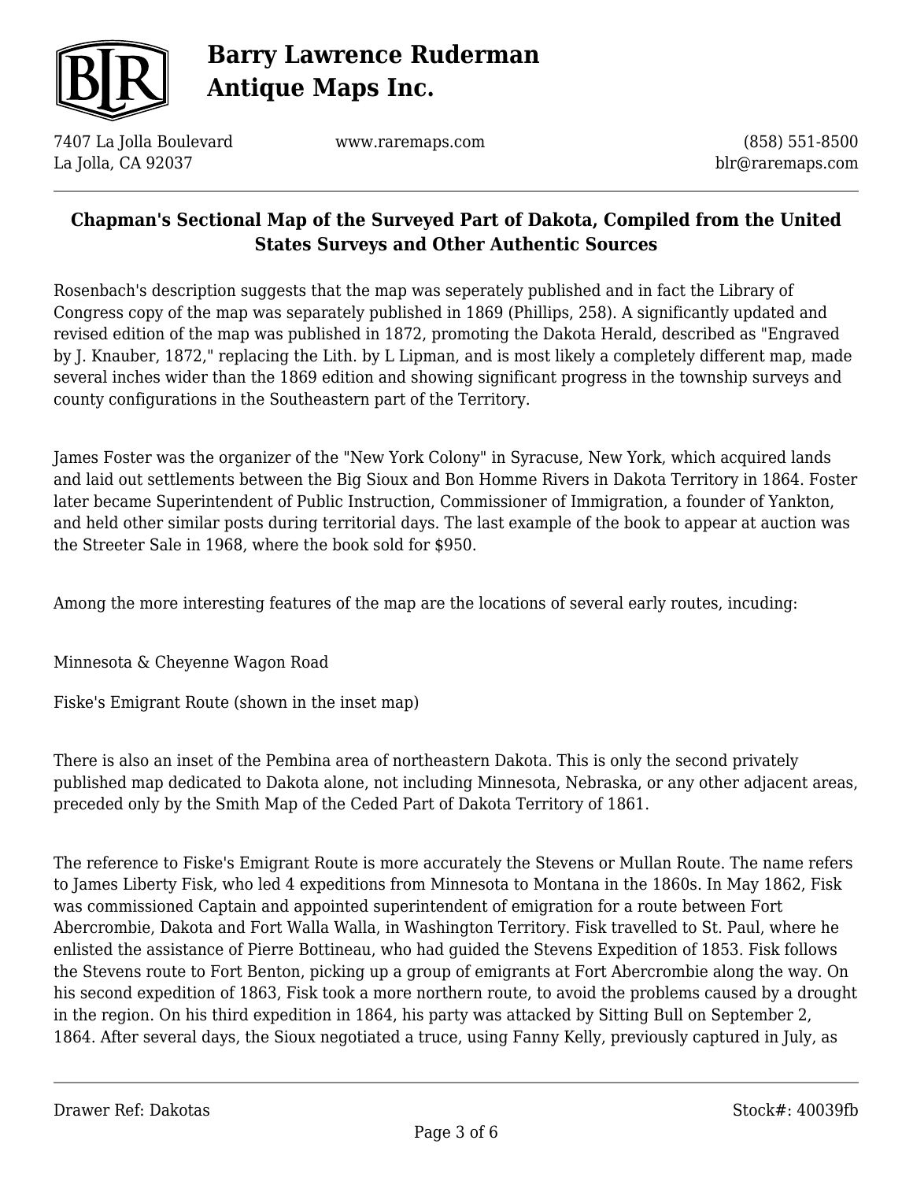## Chapman's Sectional Map of the Surveyed Part of Dakota, Compiled from the United States Surveys and Other Authentic Sources

Rosenbach's description suggests that the map was seperately published and in fact the Library of Congress copy of the map was separately published in 1869 (Phillips, 258). A significantly updated and revised edition of the map was published in 1872, promoting the Dakota Herald, described as "Engraved by J. Knauber, 1872," replacing the Lith. by L Lipman, and is most likely a completely different map, made several inches wider than the 1869 edition and showing significant progress in the township surveys and county configurations in the Southeastern part of the Territory.

James Foster was the organizer of the "New York Colony" in Syracuse, New York, which acquired lands and laid out settlements between the Big Sioux and Bon Homme Rivers in Dakota Territory in 1864. Foster later became Superintendent of Public Instruction, Commissioner of Immigration, a founder of Yankton, and held other similar posts during territorial days. The last example of the book to appear at auction was the Streeter Sale in 1968, where the book sold for $950.

Among the more interesting features of the map are the locations of several early routes, incuding:

Minnesota & Cheyenne Wagon Road

Fiske's Emigrant Route (shown in the inset map)

There is also an inset of the Pembina area of northeastern Dakota. This is only the second privately published map dedicated to Dakota alone, not including Minnesota, Nebraska, or any other adjacent areas, preceded only by the Smith Map of the Ceded Part of Dakota Territory of 1861.

The reference to Fiske's Emigrant Route is more accurately the Stevens or Mullan Route. The name refers to James Liberty Fisk, who led 4 expeditions from Minnesota to Montana in the 1860s. In May 1862, Fisk was commissioned Captain and appointed superintendent of emigration for a route between Fort Abercrombie, Dakota and Fort Walla Walla, in Washington Territory. Fisk travelled to St. Paul, where he enlisted the assistance of Pierre Bottineau, who had guided the Stevens Expedition of 1853. Fisk follows the Stevens route to Fort Benton, picking up a group of emigrants at Fort Abercrombie along the way. On his second expedition of 1863, Fisk took a more northern route, to avoid the problems caused by a drought in the region. On his third expedition in 1864, his party was attacked by Sitting Bull on September 2, 1864. After several days, the Sioux negotiated a truce, using Fanny Kelly, previously captured in July, as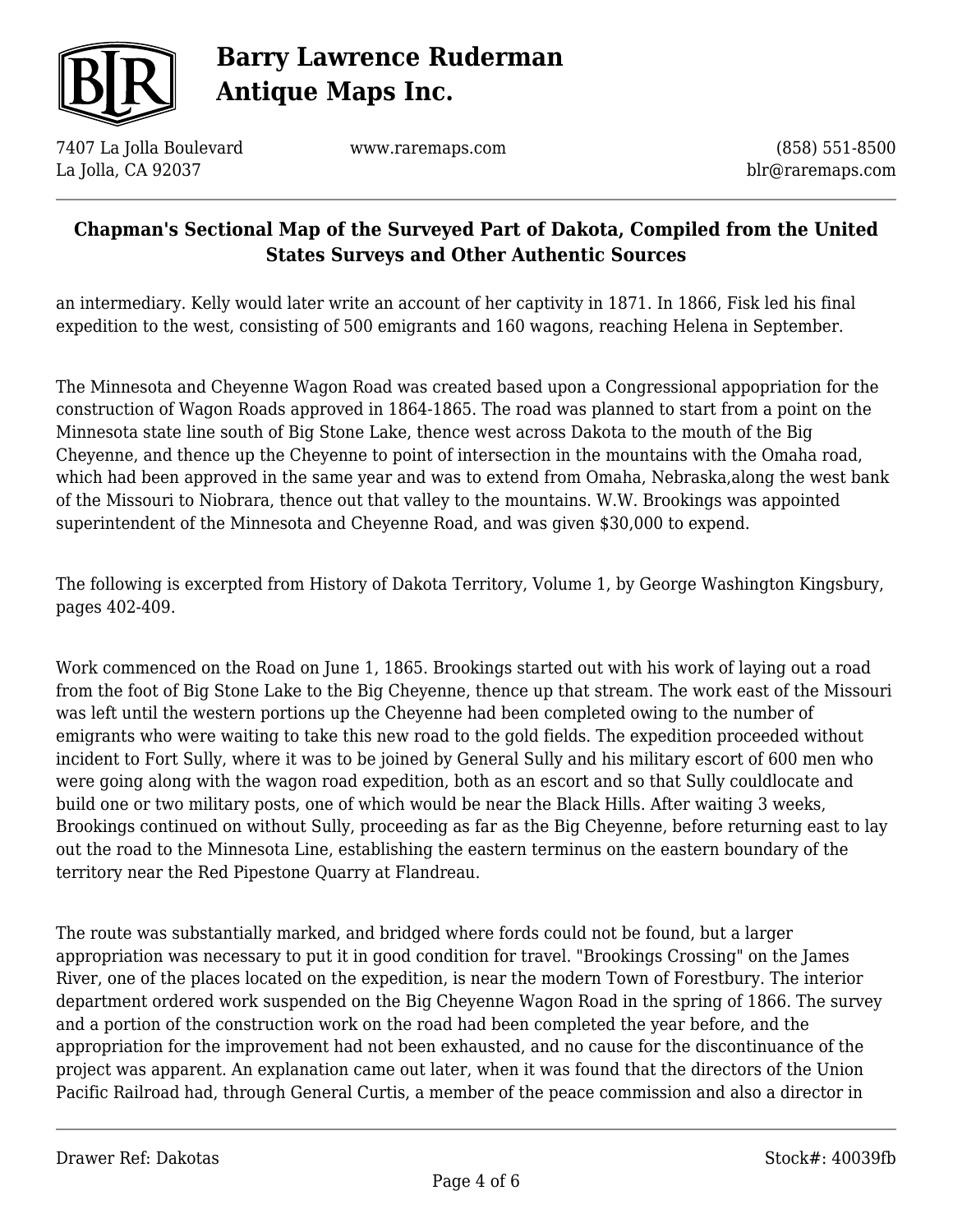an intermediary. Kelly would later write an account of her captivity in 1871. In 1866, Fisk led his final expedition to the west, consisting of 500 emigrants and 160 wagons, reaching Helena in September.

The Minnesota and Cheyenne Wagon Road was created based upon a Congressional appopriation for the construction of Wagon Roads approved in 1864-1865. The road was planned to start from a point on the Minnesota state line south of Big Stone Lake, thence west across Dakota to the mouth of the Big Cheyenne, and thence up the Cheyenne to point of intersection in the mountains with the Omaha road, which had been approved in the same year and was to extend from Omaha, Nebraska,along the west bank of the Missouri to Niobrara, thence out that valley to the mountains. W.W. Brookings was appointed superintendent of the Minnesota and Cheyenne Road, and was given $30,000 to expend.

The following is excerpted from History of Dakota Territory, Volume 1, by George Washington Kingsbury, pages 402-409.

Work commenced on the Road on June 1, 1865. Brookings started out with his work of laying out a road from the foot of Big Stone Lake to the Big Cheyenne, thence up that stream. The work east of the Missouri was left until the western portions up the Cheyenne had been completed owing to the number of emigrants who were waiting to take this new road to the gold fields. The expedition proceeded without incident to Fort Sully, where it was to be joined by General Sully and his military escort of 600 men who were going along with the wagon road expedition, both as an escort and so that Sully couldlocate and build one or two military posts, one of which would be near the Black Hills. After waiting 3 weeks, Brookings continued on without Sully, proceeding as far as the Big Cheyenne, before returning east to lay out the road to the Minnesota Line, establishing the eastern terminus on the eastern boundary of the territory near the Red Pipestone Quarry at Flandreau.

The route was substantially marked, and bridged where fords could not be found, but a larger appropriation was necessary to put it in good condition for travel. "Brookings Crossing" on the James River, one of the places located on the expedition, is near the modern Town of Forestbury. The interior department ordered work suspended on the Big Cheyenne Wagon Road in the spring of 1866. The survey and a portion of the construction work on the road had been completed the year before, and the appropriation for the improvement had not been exhausted, and no cause for the discontinuance of the project was apparent. An explanation came out later, when it was found that the directors of the Union Pacific Railroad had, through General Curtis, a member of the peace commission and also a director in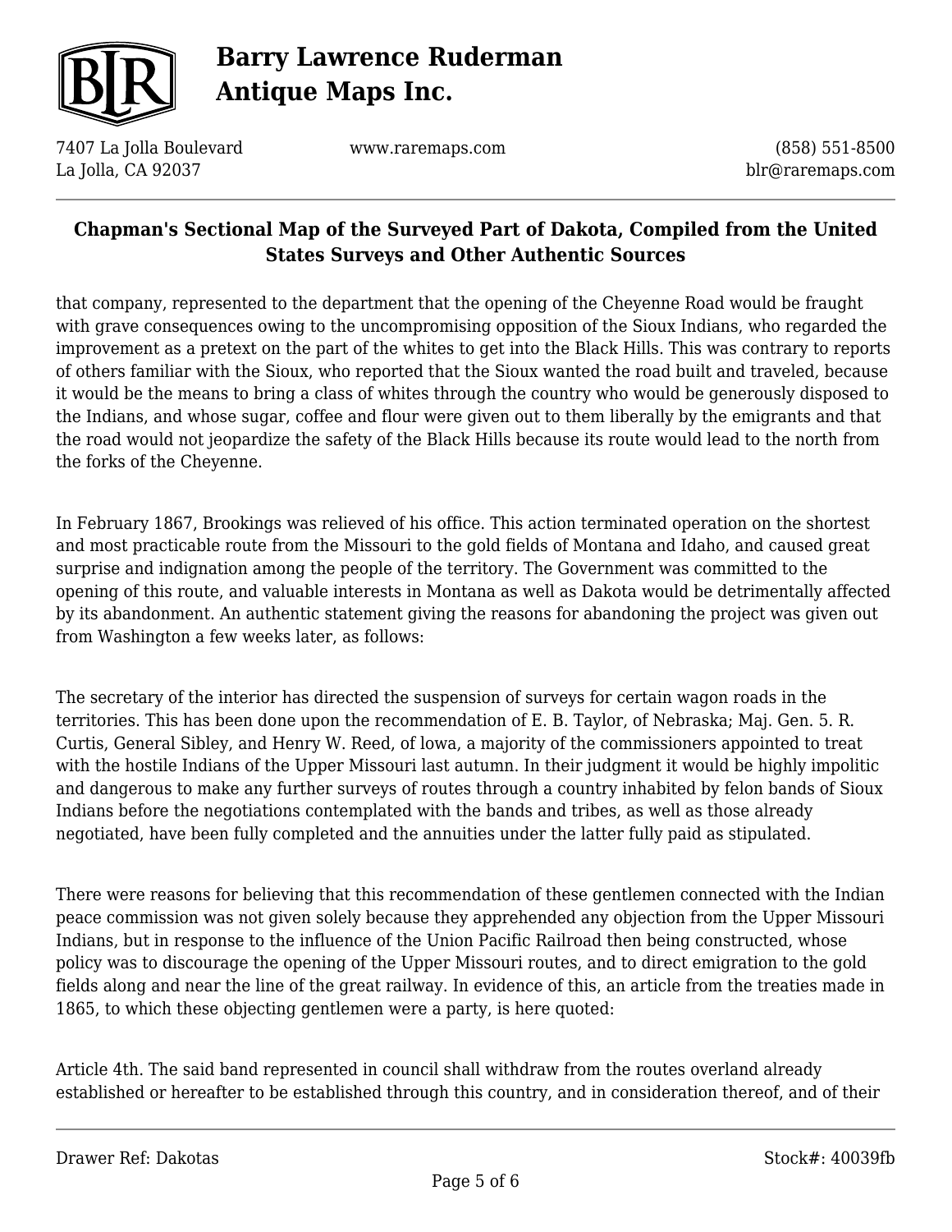that company, represented to the department that the opening of the Cheyenne Road would be fraught with grave consequences owing to the uncompromising opposition of the Sioux Indians, who regarded the improvement as a pretext on the part of the whites to get into the Black Hills. This was contrary to reports of others familiar with the Sioux, who reported that the Sioux wanted the road built and traveled, because it would be the means to bring a class of whites through the country who would be generously disposed to the Indians, and whose sugar, coffee and flour were given out to them liberally by the emigrants and that the road would not jeopardize the safety of the Black Hills because its route would lead to the north from the forks of the Cheyenne.

In February 1867, Brookings was relieved of his office. This action terminated operation on the shortest and most practicable route from the Missouri to the gold fields of Montana and Idaho, and caused great surprise and indignation among the people of the territory. The Government was committed to the opening of this route, and valuable interests in Montana as well as Dakota would be detrimentally affected by its abandonment. An authentic statement giving the reasons for abandoning the project was given out from Washington a few weeks later, as follows:

The secretary of the interior has directed the suspension of surveys for certain wagon roads in the territories. This has been done upon the recommendation of E. B. Taylor, of Nebraska; Maj. Gen. 5. R. Curtis, General Sibley, and Henry W. Reed, of lowa, a majority of the commissioners appointed to treat with the hostile Indians of the Upper Missouri last autumn. In their judgment it would be highly impolitic and dangerous to make any further surveys of routes through a country inhabited by felon bands of Sioux Indians before the negotiations contemplated with the bands and tribes, as well as those already negotiated, have been fully completed and the annuities under the latter fully paid as stipulated.

There were reasons for believing that this recommendation of these gentlemen connected with the Indian peace commission was not given solely because they apprehended any objection from the Upper Missouri Indians, but in response to the influence of the Union Pacific Railroad then being constructed, whose policy was to discourage the opening of the Upper Missouri routes, and to direct emigration to the gold fields along and near the line of the great railway. In evidence of this, an article from the treaties made in 1865, to which these objecting gentlemen were a party, is here quoted:

Article 4th. The said band represented in council shall withdraw from the routes overland already established or hereafter to be established through this country, and in consideration thereof, and of their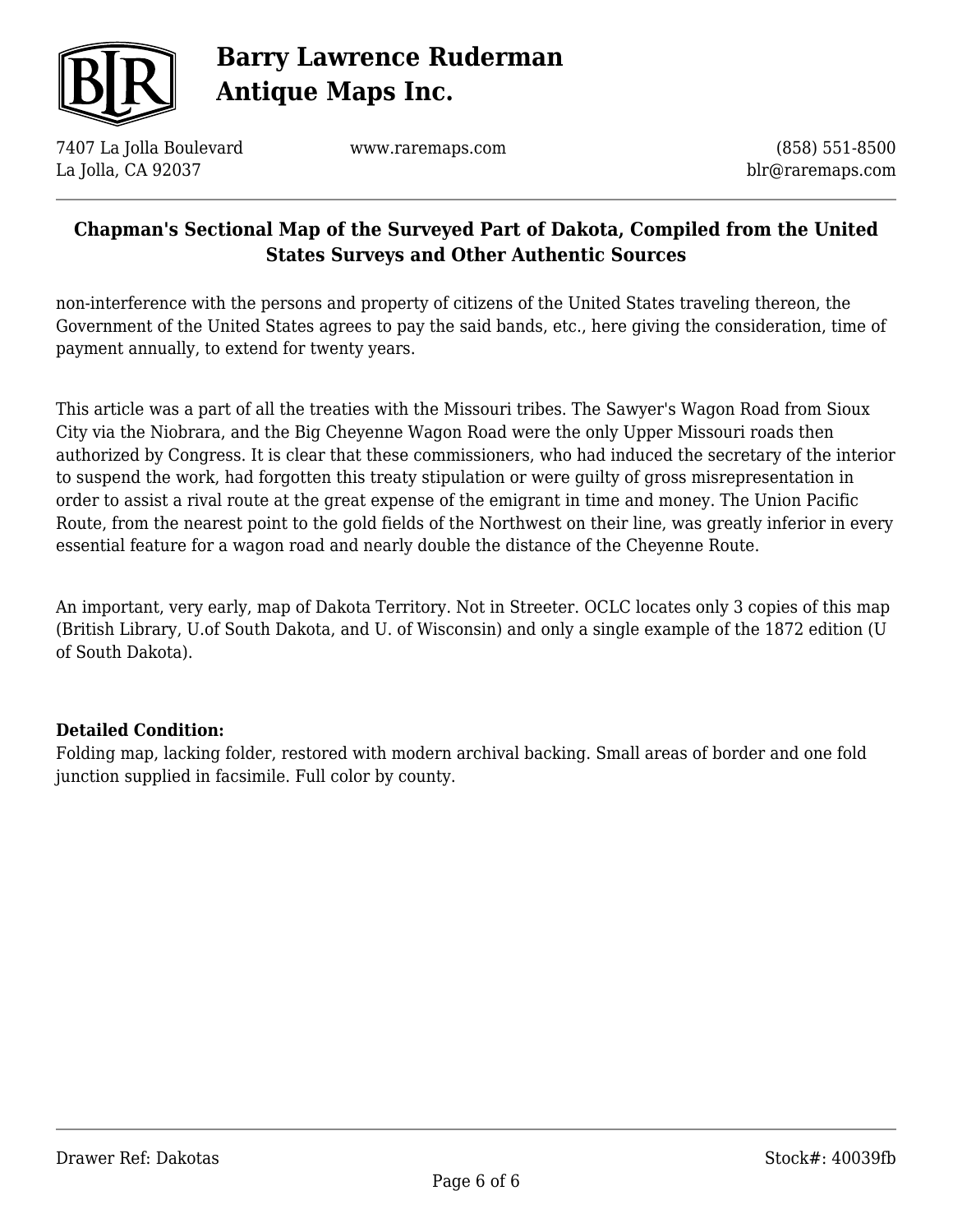non-interference with the persons and property of citizens of the United States traveling thereon, the Government of the United States agrees to pay the said bands, etc., here giving the consideration, time of payment annually, to extend for twenty years.

This article was a part of all the treaties with the Missouri tribes. The Sawyer's Wagon Road from Sioux City via the Niobrara, and the Big Cheyenne Wagon Road were the only Upper Missouri roads then authorized by Congress. It is clear that these commissioners, who had induced the secretary of the interior to suspend the work, had forgotten this treaty stipulation or were guilty of gross misrepresentation in order to assist a rival route at the great expense of the emigrant in time and money. The Union Pacific Route, from the nearest point to the gold fields of the Northwest on their line, was greatly inferior in every essential feature for a wagon road and nearly double the distance of the Cheyenne Route.

An important, very early, map of Dakota Territory. Not in Streeter. OCLC locates only 3 copies of this map (British Library, U.of South Dakota, and U. of Wisconsin) and only a single example of the 1872 edition (U of South Dakota).

**Detailed Condition:**

Folding map, lacking folder, restored with modern archival backing. Small areas of border and one fold junction supplied in facsimile. Full color by county.